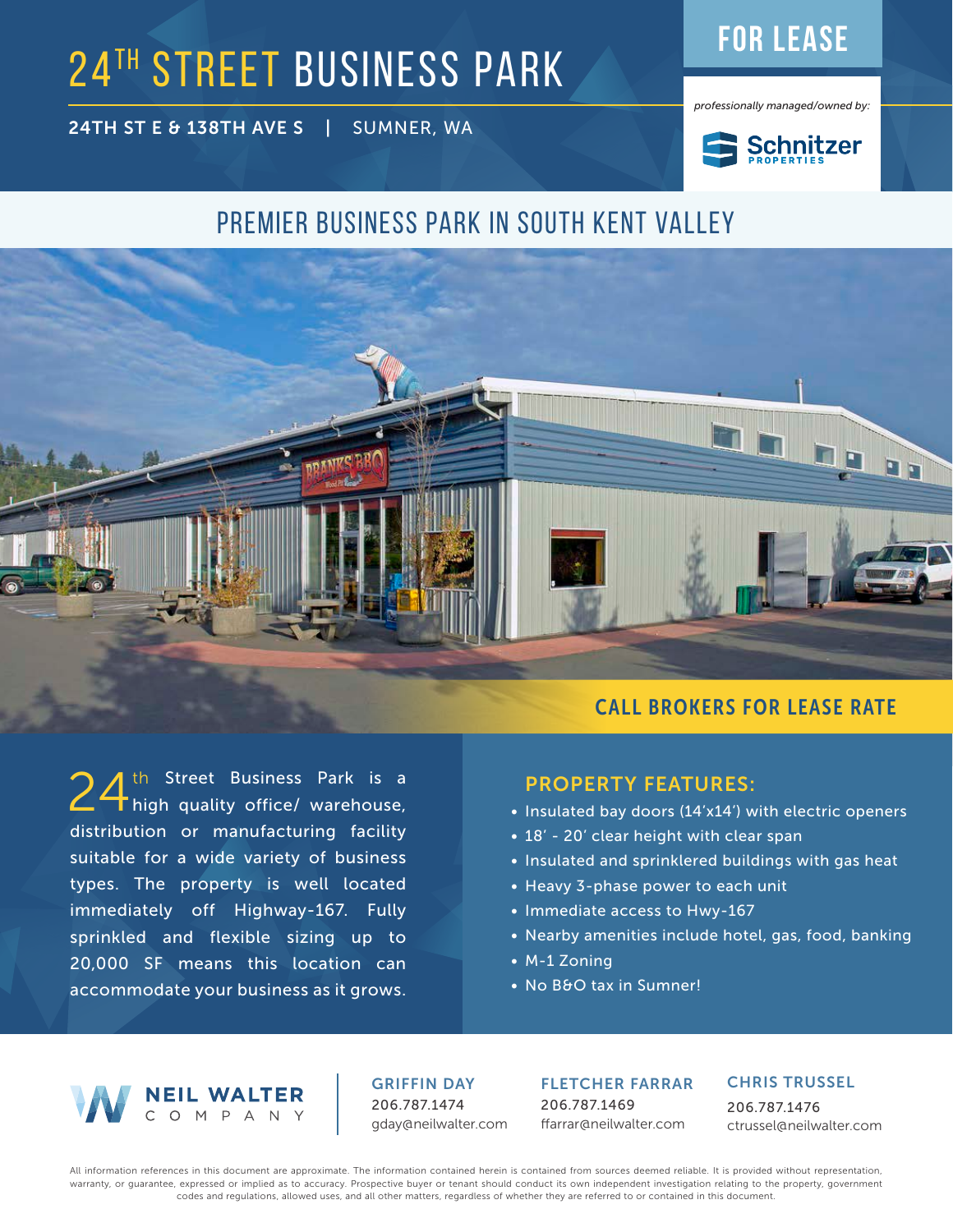# 24TH STREET BUSINESS PARK

**FOR LEASE**

**24TH ST E & 138TH AVE S | SUMNER, WA**

*professionally managed/owned by:*

Schnitzer PROPERTIES

## PREMIER BUSINESS PARK IN SOUTH KENT VALLEY

**CALL BROKERS FOR LEASE RATE**

24th Street Business Park is a high quality office/ warehouse, distribution or manufacturing facility suitable for a wide variety of business types. The property is well located immediately off Highway-167. Fully sprinkled and flexible sizing up to 20,000 SF means this location can accommodate your business as it grows.

### PROPERTY FEATURES:

- Insulated bay doors (14'x14') with electric openers
- 18' - 20' clear height with clear span
- Insulated and sprinklered buildings with gas heat
- Heavy 3-phase power to each unit
- Immediate access to Hwy-167
- Nearby amenities include hotel, gas, food, banking
- M-1 Zoning
- No B&O tax in Sumner!

NEIL WALTER COMPANY

**GRIFFIN DAY**
206.787.1474
gday@neilwalter.com

**FLETCHER FARRAR**
206.787.1469
ffarrar@neilwalter.com

**CHRIS TRUSSEL**
206.787.1476
ctrussel@neilwalter.com

All information references in this document are approximate. The information contained herein is contained from sources deemed reliable. It is provided without representation, warranty, or guarantee, expressed or implied as to accuracy. Prospective buyer or tenant should conduct its own independent investigation relating to the property, government codes and regulations, allowed uses, and all other matters, regardless of whether they are referred to or contained in this document.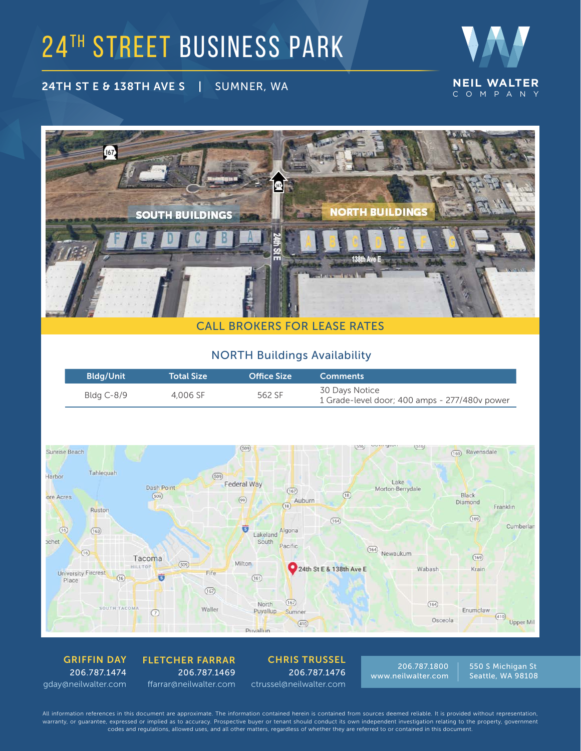# 24TH STREET BUSINESS PARK

## 24TH ST E & 138TH AVE S | SUMNER, WA

NEIL WALTER COMPANY

CALL BROKERS FOR LEASE RATES

### NORTH Buildings Availability

| Bldg/Unit | Total Size | Office Size | Comments |
|---|---|---|---|
| Bldg C-8/9 | 4,006 SF | 562 SF | 30 Days Notice<br>1 Grade-level door; 400 amps - 277/480v power |

**GRIFFIN DAY**
206.787.1474
gday@neilwalter.com

**FLETCHER FARRAR**
206.787.1469
ffarrar@neilwalter.com

**CHRIS TRUSSEL**
206.787.1476
ctrussel@neilwalter.com

206.787.1800
www.neilwalter.com

550 S Michigan St
Seattle, WA 98108

All information references in this document are approximate. The information contained herein is contained from sources deemed reliable. It is provided without representation, warranty, or guarantee, expressed or implied as to accuracy. Prospective buyer or tenant should conduct its own independent investigation relating to the property, government codes and regulations, allowed uses, and all other matters, regardless of whether they are referred to or contained in this document.